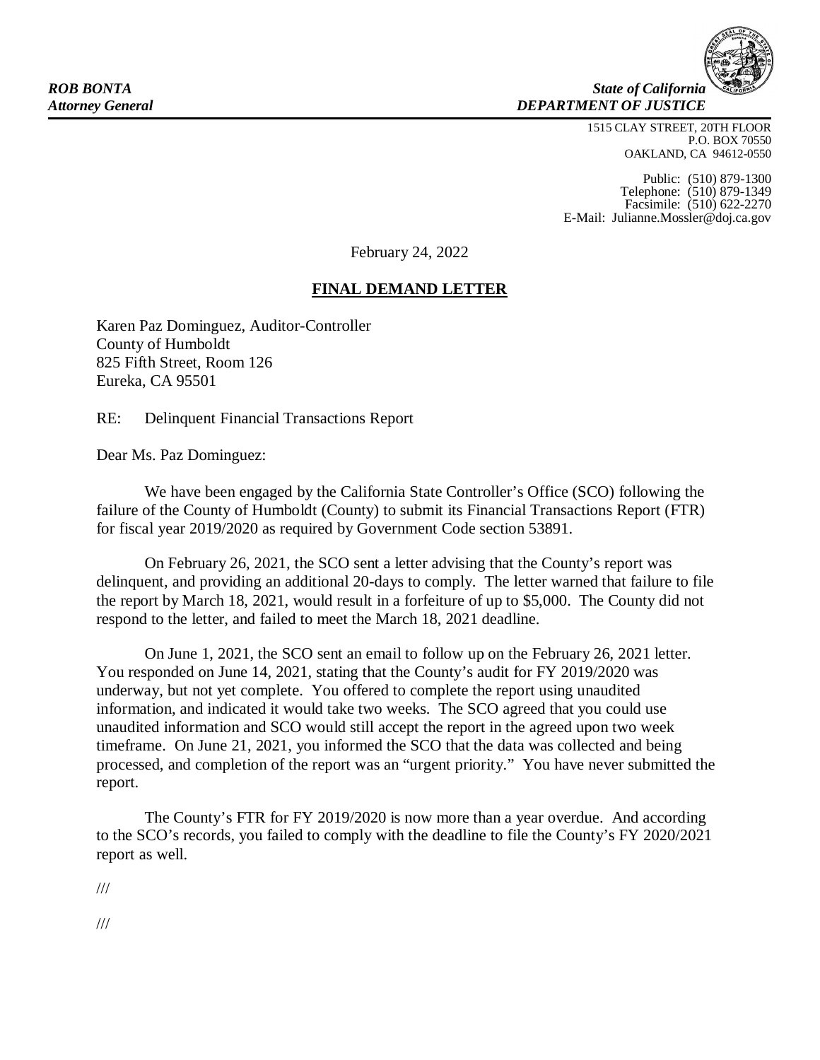***ROB BONTA***
***Attorney General***

***State of California***
***DEPARTMENT OF JUSTICE***

1515 CLAY STREET, 20TH FLOOR
P.O. BOX 70550
OAKLAND, CA 94612-0550

Public: (510) 879-1300
Telephone: (510) 879-1349
Facsimile: (510) 622-2270
E-Mail: Julianne.Mossler@doj.ca.gov

February 24, 2022

**FINAL DEMAND LETTER**

Karen Paz Dominguez, Auditor-Controller
County of Humboldt
825 Fifth Street, Room 126
Eureka, CA 95501

RE: Delinquent Financial Transactions Report

Dear Ms. Paz Dominguez:

We have been engaged by the California State Controller's Office (SCO) following the failure of the County of Humboldt (County) to submit its Financial Transactions Report (FTR) for fiscal year 2019/2020 as required by Government Code section 53891.

On February 26, 2021, the SCO sent a letter advising that the County's report was delinquent, and providing an additional 20-days to comply. The letter warned that failure to file the report by March 18, 2021, would result in a forfeiture of up to $5,000. The County did not respond to the letter, and failed to meet the March 18, 2021 deadline.

On June 1, 2021, the SCO sent an email to follow up on the February 26, 2021 letter. You responded on June 14, 2021, stating that the County's audit for FY 2019/2020 was underway, but not yet complete. You offered to complete the report using unaudited information, and indicated it would take two weeks. The SCO agreed that you could use unaudited information and SCO would still accept the report in the agreed upon two week timeframe. On June 21, 2021, you informed the SCO that the data was collected and being processed, and completion of the report was an "urgent priority." You have never submitted the report.

The County's FTR for FY 2019/2020 is now more than a year overdue. And according to the SCO's records, you failed to comply with the deadline to file the County's FY 2020/2021 report as well.

///

///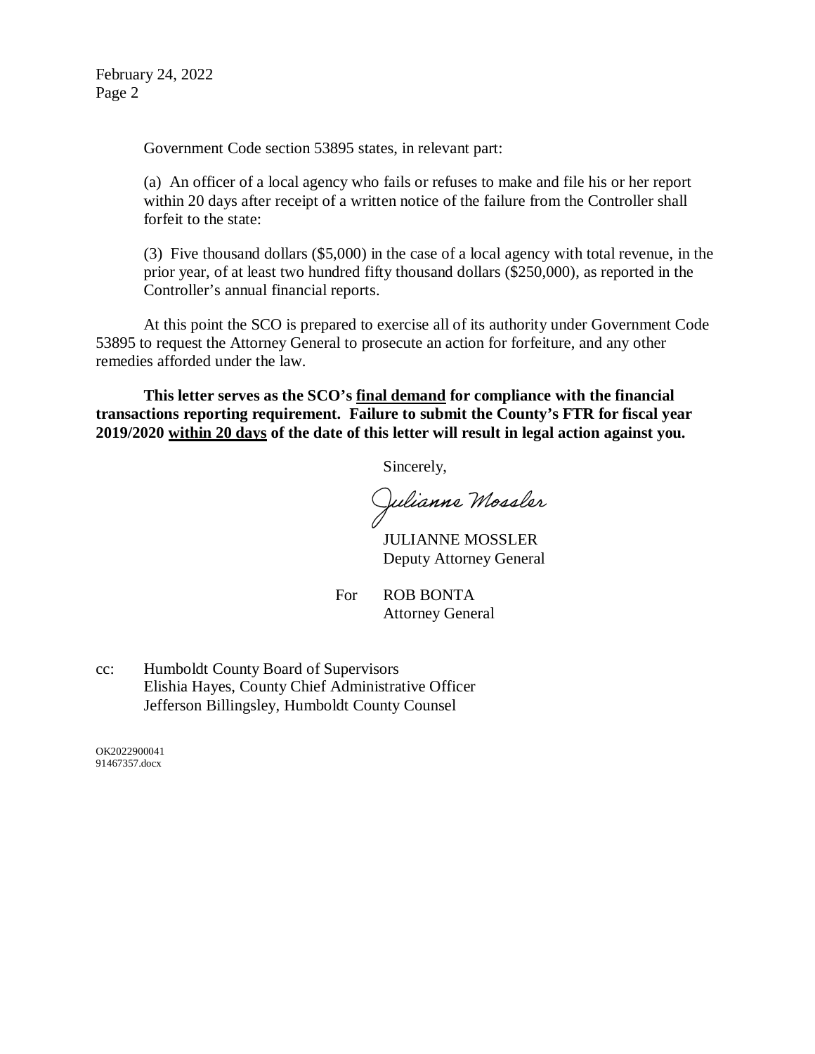Government Code section 53895 states, in relevant part:

(a) An officer of a local agency who fails or refuses to make and file his or her report within 20 days after receipt of a written notice of the failure from the Controller shall forfeit to the state:

(3) Five thousand dollars ($5,000) in the case of a local agency with total revenue, in the prior year, of at least two hundred fifty thousand dollars ($250,000), as reported in the Controller's annual financial reports.

At this point the SCO is prepared to exercise all of its authority under Government Code 53895 to request the Attorney General to prosecute an action for forfeiture, and any other remedies afforded under the law.

**This letter serves as the SCO's <u>final demand</u> for compliance with the financial transactions reporting requirement. Failure to submit the County's FTR for fiscal year 2019/2020 <u>within 20 days</u> of the date of this letter will result in legal action against you.**

Sincerely,

*Julianne Mossler*

JULIANNE MOSSLER
Deputy Attorney General

For ROB BONTA
Attorney General

cc: Humboldt County Board of Supervisors
Elishia Hayes, County Chief Administrative Officer
Jefferson Billingsley, Humboldt County Counsel

OK2022900041
91467357.docx